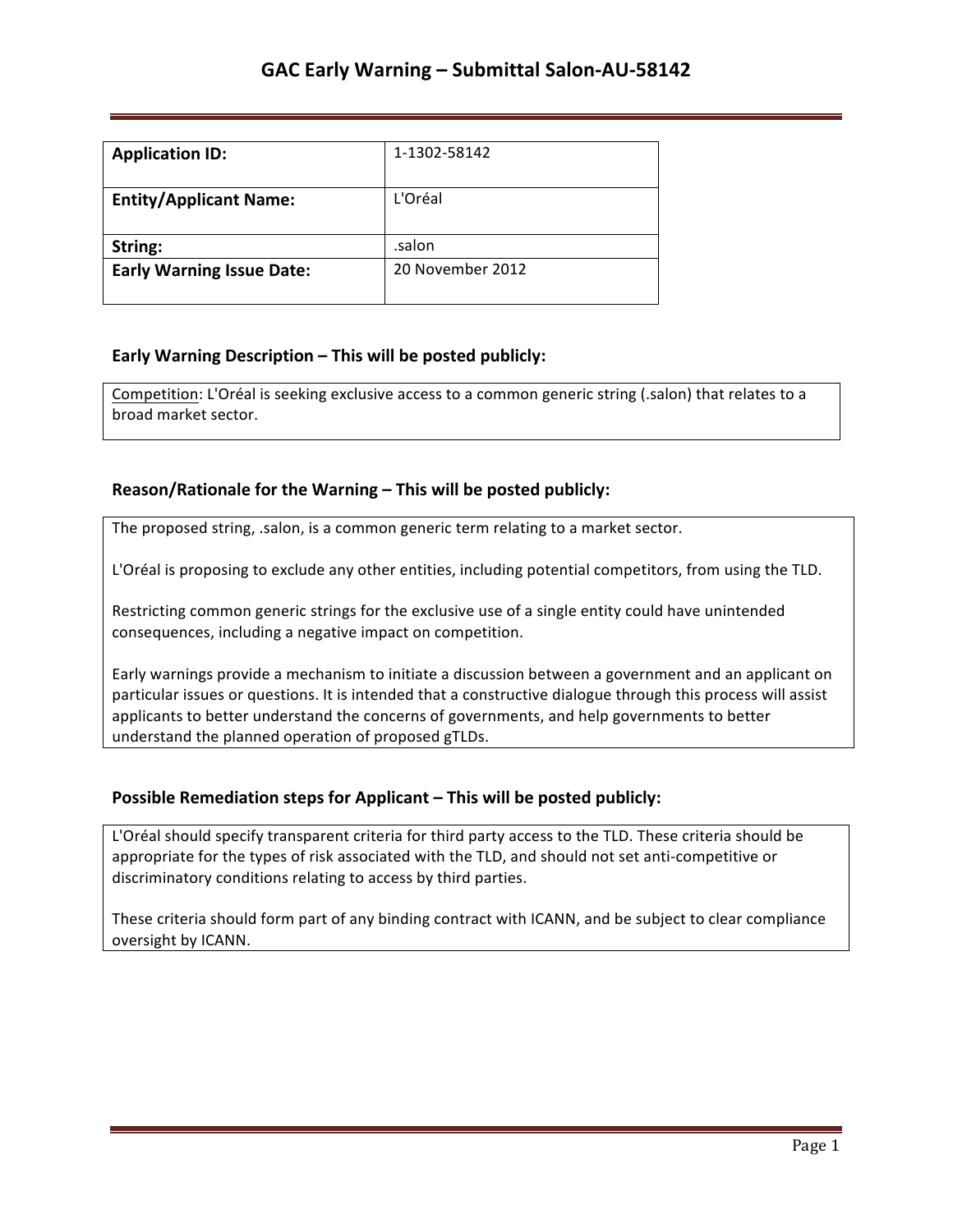# GAC Early Warning – Submittal Salon-AU-58142

| **Application ID:** | 1-1302-58142 |
| --- | --- |
| **Entity/Applicant Name:** | L'Oréal |
| **String:** | .salon |
| **Early Warning Issue Date:** | 20 November 2012 |

### Early Warning Description – This will be posted publicly:

Competition: L'Oréal is seeking exclusive access to a common generic string (.salon) that relates to a broad market sector.

### Reason/Rationale for the Warning – This will be posted publicly:

The proposed string, .salon, is a common generic term relating to a market sector.

L'Oréal is proposing to exclude any other entities, including potential competitors, from using the TLD.

Restricting common generic strings for the exclusive use of a single entity could have unintended consequences, including a negative impact on competition.

Early warnings provide a mechanism to initiate a discussion between a government and an applicant on particular issues or questions. It is intended that a constructive dialogue through this process will assist applicants to better understand the concerns of governments, and help governments to better understand the planned operation of proposed gTLDs.

### Possible Remediation steps for Applicant – This will be posted publicly:

L'Oréal should specify transparent criteria for third party access to the TLD. These criteria should be appropriate for the types of risk associated with the TLD, and should not set anti-competitive or discriminatory conditions relating to access by third parties.

These criteria should form part of any binding contract with ICANN, and be subject to clear compliance oversight by ICANN.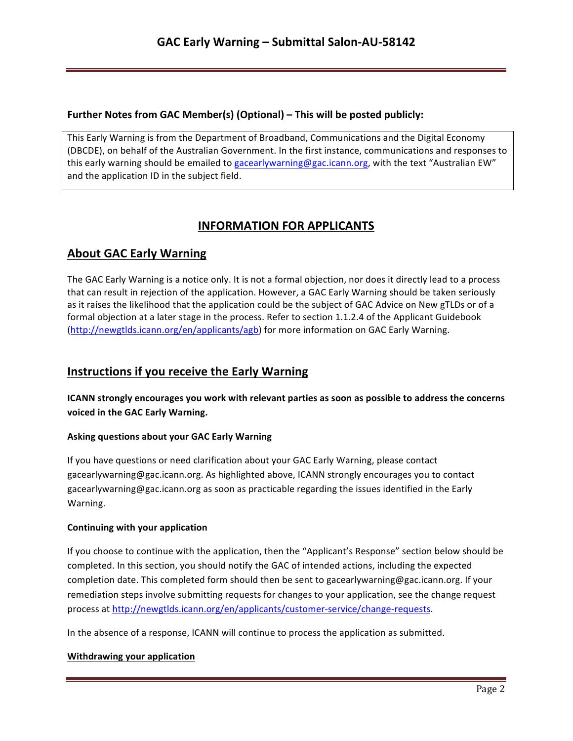**Further Notes from GAC Member(s) (Optional) – This will be posted publicly:**

This Early Warning is from the Department of Broadband, Communications and the Digital Economy (DBCDE), on behalf of the Australian Government. In the first instance, communications and responses to this early warning should be emailed to gacearlywarning@gac.icann.org, with the text "Australian EW" and the application ID in the subject field.

## INFORMATION FOR APPLICANTS

## About GAC Early Warning

The GAC Early Warning is a notice only. It is not a formal objection, nor does it directly lead to a process that can result in rejection of the application. However, a GAC Early Warning should be taken seriously as it raises the likelihood that the application could be the subject of GAC Advice on New gTLDs or of a formal objection at a later stage in the process. Refer to section 1.1.2.4 of the Applicant Guidebook (http://newgtlds.icann.org/en/applicants/agb) for more information on GAC Early Warning.

## Instructions if you receive the Early Warning

**ICANN strongly encourages you work with relevant parties as soon as possible to address the concerns voiced in the GAC Early Warning.**

### Asking questions about your GAC Early Warning

If you have questions or need clarification about your GAC Early Warning, please contact gacearlywarning@gac.icann.org. As highlighted above, ICANN strongly encourages you to contact gacearlywarning@gac.icann.org as soon as practicable regarding the issues identified in the Early Warning.

### Continuing with your application

If you choose to continue with the application, then the "Applicant's Response" section below should be completed. In this section, you should notify the GAC of intended actions, including the expected completion date. This completed form should then be sent to gacearlywarning@gac.icann.org. If your remediation steps involve submitting requests for changes to your application, see the change request process at http://newgtlds.icann.org/en/applicants/customer-service/change-requests.

In the absence of a response, ICANN will continue to process the application as submitted.

### Withdrawing your application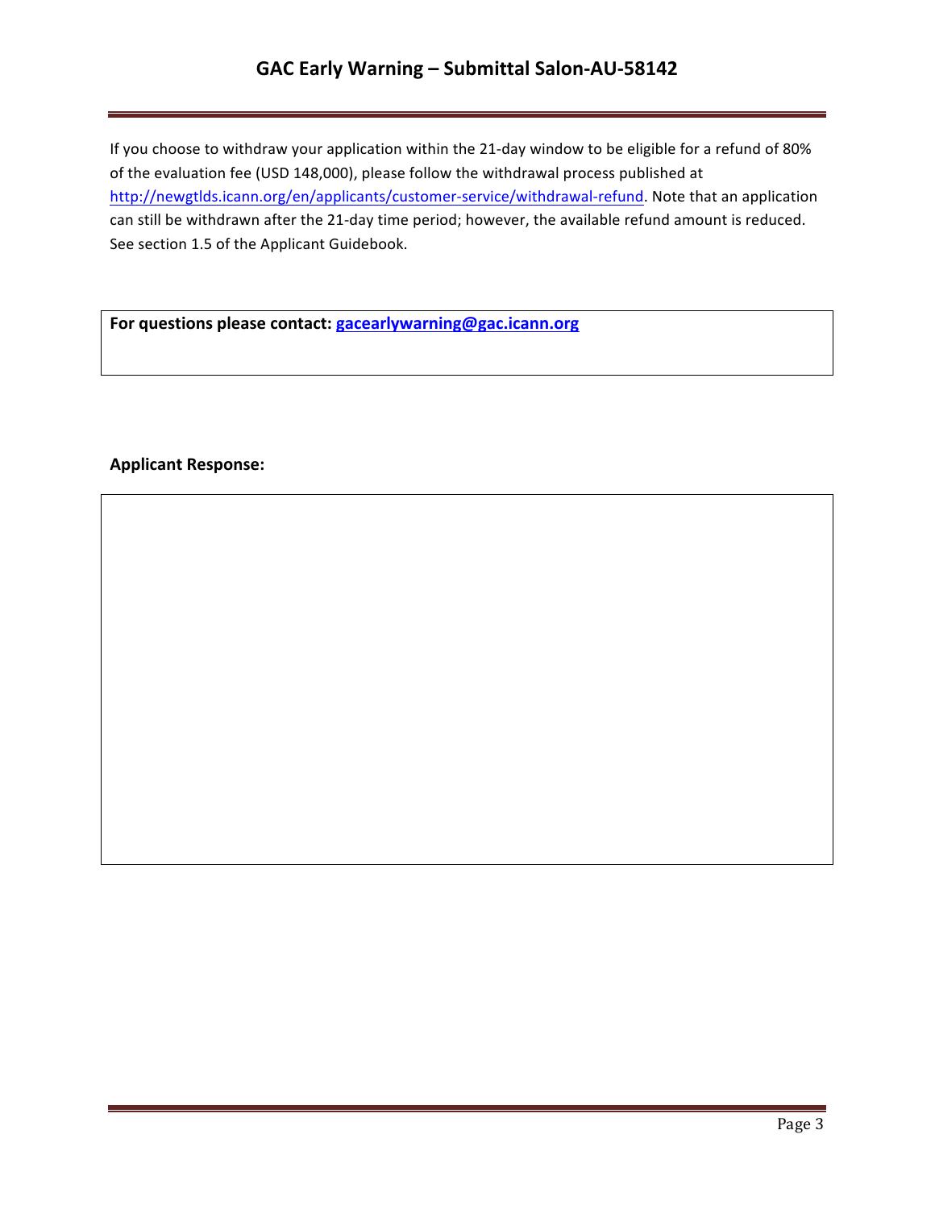If you choose to withdraw your application within the 21-day window to be eligible for a refund of 80% of the evaluation fee (USD 148,000), please follow the withdrawal process published at http://newgtlds.icann.org/en/applicants/customer-service/withdrawal-refund. Note that an application can still be withdrawn after the 21-day time period; however, the available refund amount is reduced. See section 1.5 of the Applicant Guidebook.

**For questions please contact: gacearlywarning@gac.icann.org**

**Applicant Response:**